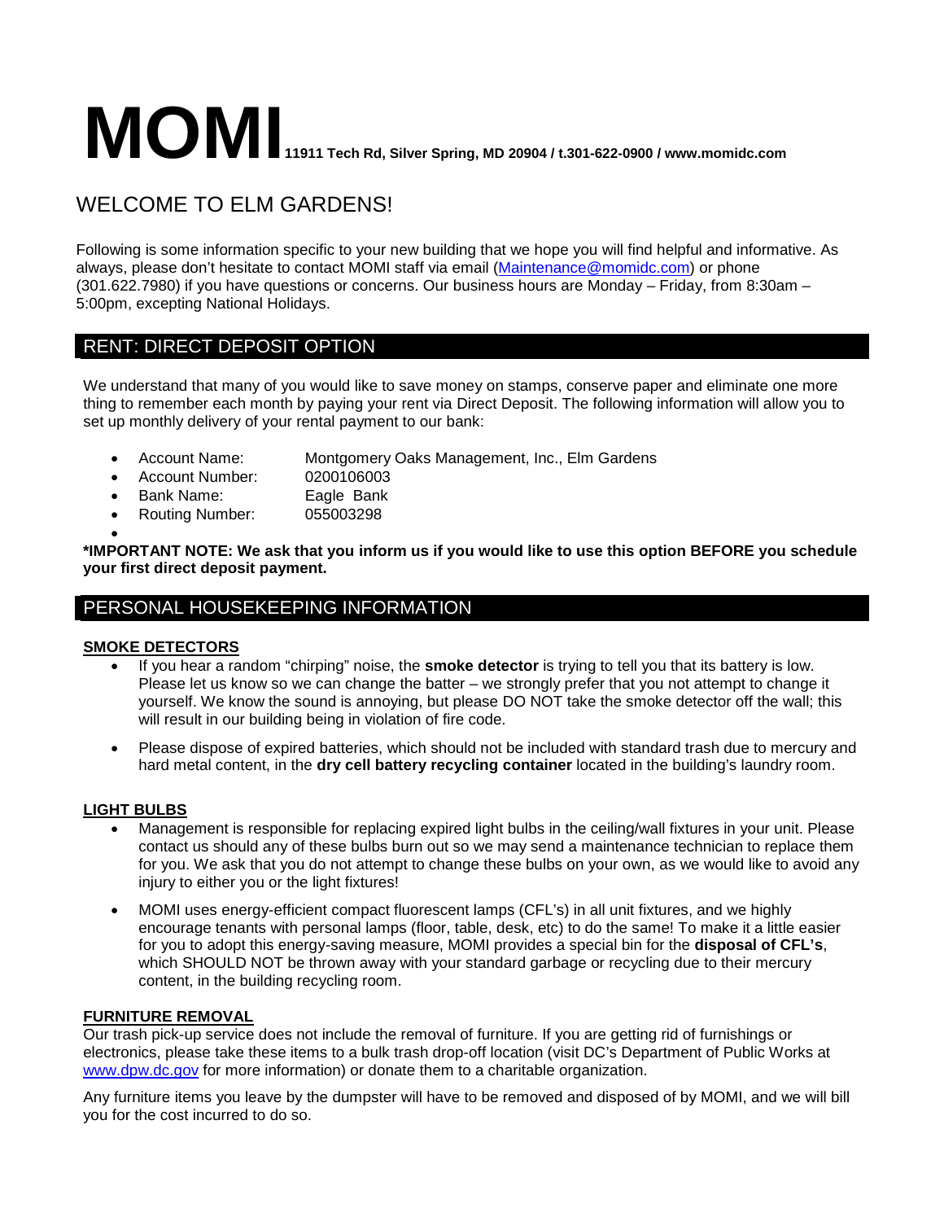# MOMI 11911 Tech Rd, Silver Spring, MD 20904 / t.301-622-0900 / www.momidc.com

## WELCOME TO ELM GARDENS!

Following is some information specific to your new building that we hope you will find helpful and informative. As always, please don't hesitate to contact MOMI staff via email (Maintenance@momidc.com) or phone (301.622.7980) if you have questions or concerns. Our business hours are Monday – Friday, from 8:30am – 5:00pm, excepting National Holidays.

## RENT: DIRECT DEPOSIT OPTION

We understand that many of you would like to save money on stamps, conserve paper and eliminate one more thing to remember each month by paying your rent via Direct Deposit. The following information will allow you to set up monthly delivery of your rental payment to our bank:

- Account Name: Montgomery Oaks Management, Inc., Elm Gardens
- Account Number: 0200106003
- Bank Name: Eagle Bank
- Routing Number: 055003298

**\*IMPORTANT NOTE: We ask that you inform us if you would like to use this option BEFORE you schedule your first direct deposit payment.**

## PERSONAL HOUSEKEEPING INFORMATION

### SMOKE DETECTORS

- If you hear a random "chirping" noise, the **smoke detector** is trying to tell you that its battery is low. Please let us know so we can change the batter – we strongly prefer that you not attempt to change it yourself. We know the sound is annoying, but please DO NOT take the smoke detector off the wall; this will result in our building being in violation of fire code.
- Please dispose of expired batteries, which should not be included with standard trash due to mercury and hard metal content, in the **dry cell battery recycling container** located in the building's laundry room.

### LIGHT BULBS

- Management is responsible for replacing expired light bulbs in the ceiling/wall fixtures in your unit. Please contact us should any of these bulbs burn out so we may send a maintenance technician to replace them for you. We ask that you do not attempt to change these bulbs on your own, as we would like to avoid any injury to either you or the light fixtures!
- MOMI uses energy-efficient compact fluorescent lamps (CFL's) in all unit fixtures, and we highly encourage tenants with personal lamps (floor, table, desk, etc) to do the same! To make it a little easier for you to adopt this energy-saving measure, MOMI provides a special bin for the **disposal of CFL's**, which SHOULD NOT be thrown away with your standard garbage or recycling due to their mercury content, in the building recycling room.

### FURNITURE REMOVAL

Our trash pick-up service does not include the removal of furniture. If you are getting rid of furnishings or electronics, please take these items to a bulk trash drop-off location (visit DC's Department of Public Works at www.dpw.dc.gov for more information) or donate them to a charitable organization.

Any furniture items you leave by the dumpster will have to be removed and disposed of by MOMI, and we will bill you for the cost incurred to do so.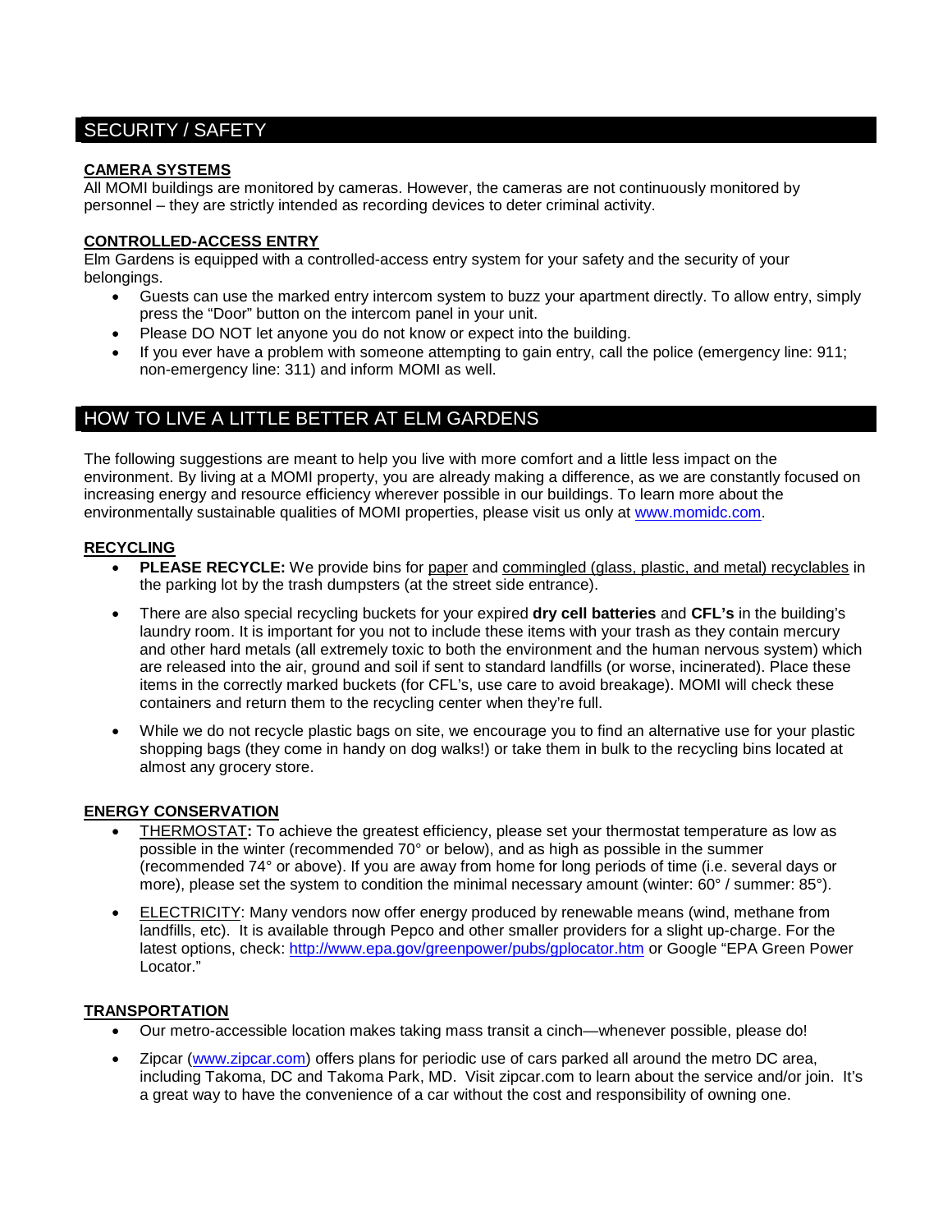## SECURITY / SAFETY

**CAMERA SYSTEMS**

All MOMI buildings are monitored by cameras. However, the cameras are not continuously monitored by personnel – they are strictly intended as recording devices to deter criminal activity.

**CONTROLLED-ACCESS ENTRY**

Elm Gardens is equipped with a controlled-access entry system for your safety and the security of your belongings.

- Guests can use the marked entry intercom system to buzz your apartment directly. To allow entry, simply press the "Door" button on the intercom panel in your unit.
- Please DO NOT let anyone you do not know or expect into the building.
- If you ever have a problem with someone attempting to gain entry, call the police (emergency line: 911; non-emergency line: 311) and inform MOMI as well.

## HOW TO LIVE A LITTLE BETTER AT ELM GARDENS

The following suggestions are meant to help you live with more comfort and a little less impact on the environment. By living at a MOMI property, you are already making a difference, as we are constantly focused on increasing energy and resource efficiency wherever possible in our buildings. To learn more about the environmentally sustainable qualities of MOMI properties, please visit us only at www.momidc.com.

**RECYCLING**

- **PLEASE RECYCLE:** We provide bins for paper and commingled (glass, plastic, and metal) recyclables in the parking lot by the trash dumpsters (at the street side entrance).
- There are also special recycling buckets for your expired **dry cell batteries** and **CFL's** in the building's laundry room. It is important for you not to include these items with your trash as they contain mercury and other hard metals (all extremely toxic to both the environment and the human nervous system) which are released into the air, ground and soil if sent to standard landfills (or worse, incinerated). Place these items in the correctly marked buckets (for CFL's, use care to avoid breakage). MOMI will check these containers and return them to the recycling center when they're full.
- While we do not recycle plastic bags on site, we encourage you to find an alternative use for your plastic shopping bags (they come in handy on dog walks!) or take them in bulk to the recycling bins located at almost any grocery store.

**ENERGY CONSERVATION**

- THERMOSTAT**:** To achieve the greatest efficiency, please set your thermostat temperature as low as possible in the winter (recommended 70° or below), and as high as possible in the summer (recommended 74° or above). If you are away from home for long periods of time (i.e. several days or more), please set the system to condition the minimal necessary amount (winter: 60° / summer: 85°).
- ELECTRICITY: Many vendors now offer energy produced by renewable means (wind, methane from landfills, etc). It is available through Pepco and other smaller providers for a slight up-charge. For the latest options, check: http://www.epa.gov/greenpower/pubs/gplocator.htm or Google "EPA Green Power Locator."

**TRANSPORTATION**

- Our metro-accessible location makes taking mass transit a cinch—whenever possible, please do!
- Zipcar (www.zipcar.com) offers plans for periodic use of cars parked all around the metro DC area, including Takoma, DC and Takoma Park, MD. Visit zipcar.com to learn about the service and/or join. It's a great way to have the convenience of a car without the cost and responsibility of owning one.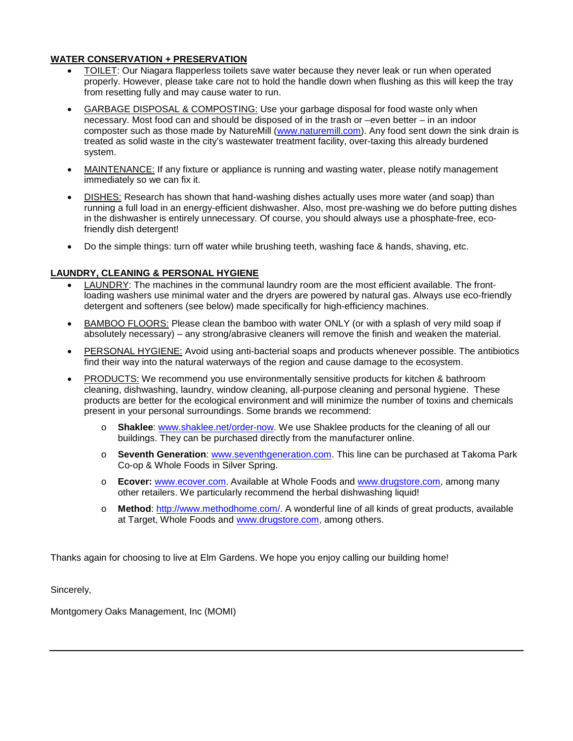**WATER CONSERVATION + PRESERVATION**

- TOILET: Our Niagara flapperless toilets save water because they never leak or run when operated properly. However, please take care not to hold the handle down when flushing as this will keep the tray from resetting fully and may cause water to run.
- GARBAGE DISPOSAL & COMPOSTING: Use your garbage disposal for food waste only when necessary. Most food can and should be disposed of in the trash or –even better – in an indoor composter such as those made by NatureMill (www.naturemill.com). Any food sent down the sink drain is treated as solid waste in the city's wastewater treatment facility, over-taxing this already burdened system.
- MAINTENANCE: If any fixture or appliance is running and wasting water, please notify management immediately so we can fix it.
- DISHES: Research has shown that hand-washing dishes actually uses more water (and soap) than running a full load in an energy-efficient dishwasher. Also, most pre-washing we do before putting dishes in the dishwasher is entirely unnecessary. Of course, you should always use a phosphate-free, eco-friendly dish detergent!
- Do the simple things: turn off water while brushing teeth, washing face & hands, shaving, etc.

**LAUNDRY, CLEANING & PERSONAL HYGIENE**

- LAUNDRY: The machines in the communal laundry room are the most efficient available. The front-loading washers use minimal water and the dryers are powered by natural gas. Always use eco-friendly detergent and softeners (see below) made specifically for high-efficiency machines.
- BAMBOO FLOORS: Please clean the bamboo with water ONLY (or with a splash of very mild soap if absolutely necessary) – any strong/abrasive cleaners will remove the finish and weaken the material.
- PERSONAL HYGIENE: Avoid using anti-bacterial soaps and products whenever possible. The antibiotics find their way into the natural waterways of the region and cause damage to the ecosystem.
- PRODUCTS: We recommend you use environmentally sensitive products for kitchen & bathroom cleaning, dishwashing, laundry, window cleaning, all-purpose cleaning and personal hygiene. These products are better for the ecological environment and will minimize the number of toxins and chemicals present in your personal surroundings. Some brands we recommend:
    - **Shaklee**: www.shaklee.net/order-now. We use Shaklee products for the cleaning of all our buildings. They can be purchased directly from the manufacturer online.
    - **Seventh Generation**: www.seventhgeneration.com. This line can be purchased at Takoma Park Co-op & Whole Foods in Silver Spring.
    - **Ecover:** www.ecover.com. Available at Whole Foods and www.drugstore.com, among many other retailers. We particularly recommend the herbal dishwashing liquid!
    - **Method**: http://www.methodhome.com/. A wonderful line of all kinds of great products, available at Target, Whole Foods and www.drugstore.com, among others.

Thanks again for choosing to live at Elm Gardens. We hope you enjoy calling our building home!

Sincerely,

Montgomery Oaks Management, Inc (MOMI)